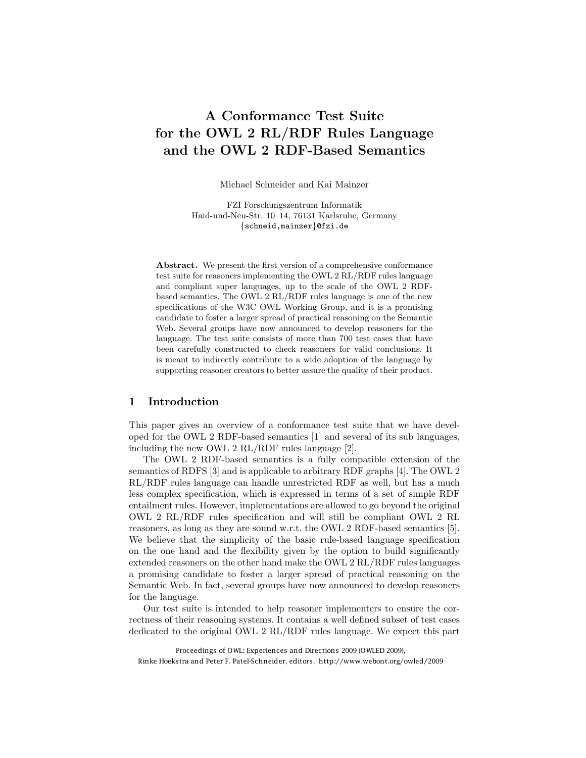# A Conformance Test Suite for the OWL 2 RL/RDF Rules Language and the OWL 2 RDF-Based Semantics

Michael Schneider and Kai Mainzer

FZI Forschungszentrum Informatik
Haid-und-Neu-Str. 10–14, 76131 Karlsruhe, Germany
{schneid,mainzer}@fzi.de

**Abstract.** We present the first version of a comprehensive conformance test suite for reasoners implementing the OWL 2 RL/RDF rules language and compliant super languages, up to the scale of the OWL 2 RDF-based semantics. The OWL 2 RL/RDF rules language is one of the new specifications of the W3C OWL Working Group, and it is a promising candidate to foster a larger spread of practical reasoning on the Semantic Web. Several groups have now announced to develop reasoners for the language. The test suite consists of more than 700 test cases that have been carefully constructed to check reasoners for valid conclusions. It is meant to indirectly contribute to a wide adoption of the language by supporting reasoner creators to better assure the quality of their product.

## 1 Introduction

This paper gives an overview of a conformance test suite that we have developed for the OWL 2 RDF-based semantics [1] and several of its sub languages, including the new OWL 2 RL/RDF rules language [2].

The OWL 2 RDF-based semantics is a fully compatible extension of the semantics of RDFS [3] and is applicable to arbitrary RDF graphs [4]. The OWL 2 RL/RDF rules language can handle unrestricted RDF as well, but has a much less complex specification, which is expressed in terms of a set of simple RDF entailment rules. However, implementations are allowed to go beyond the original OWL 2 RL/RDF rules specification and will still be compliant OWL 2 RL reasoners, as long as they are sound w.r.t. the OWL 2 RDF-based semantics [5]. We believe that the simplicity of the basic rule-based language specification on the one hand and the flexibility given by the option to build significantly extended reasoners on the other hand make the OWL 2 RL/RDF rules languages a promising candidate to foster a larger spread of practical reasoning on the Semantic Web. In fact, several groups have now announced to develop reasoners for the language.

Our test suite is intended to help reasoner implementers to ensure the correctness of their reasoning systems. It contains a well defined subset of test cases dedicated to the original OWL 2 RL/RDF rules language. We expect this part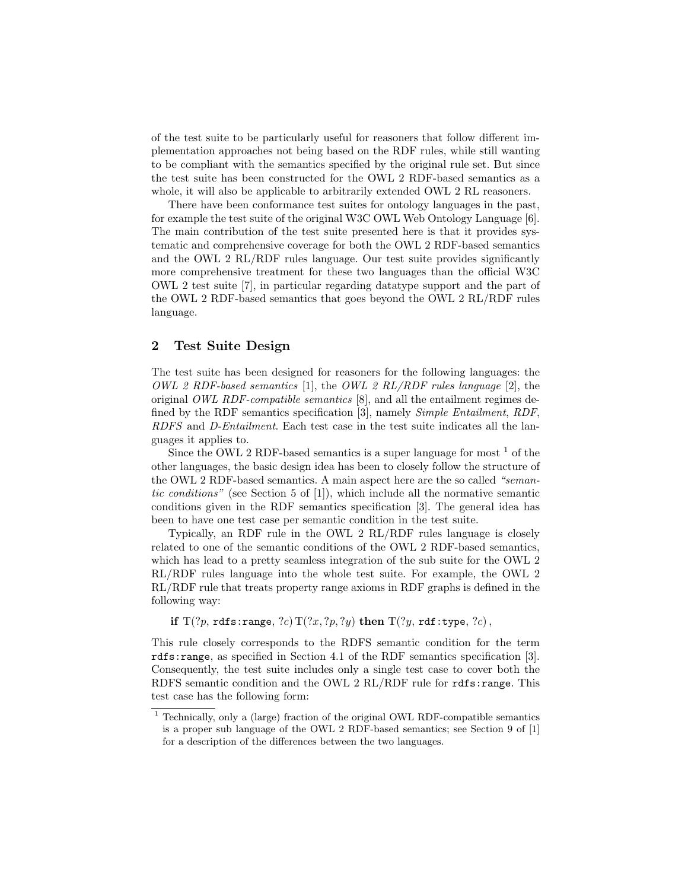of the test suite to be particularly useful for reasoners that follow different implementation approaches not being based on the RDF rules, while still wanting to be compliant with the semantics specified by the original rule set. But since the test suite has been constructed for the OWL 2 RDF-based semantics as a whole, it will also be applicable to arbitrarily extended OWL 2 RL reasoners.

There have been conformance test suites for ontology languages in the past, for example the test suite of the original W3C OWL Web Ontology Language [6]. The main contribution of the test suite presented here is that it provides systematic and comprehensive coverage for both the OWL 2 RDF-based semantics and the OWL 2 RL/RDF rules language. Our test suite provides significantly more comprehensive treatment for these two languages than the official W3C OWL 2 test suite [7], in particular regarding datatype support and the part of the OWL 2 RDF-based semantics that goes beyond the OWL 2 RL/RDF rules language.

## 2 Test Suite Design

The test suite has been designed for reasoners for the following languages: the *OWL 2 RDF-based semantics* [1], the *OWL 2 RL/RDF rules language* [2], the original *OWL RDF-compatible semantics* [8], and all the entailment regimes defined by the RDF semantics specification [3], namely *Simple Entailment*, *RDF*, *RDFS* and *D-Entailment*. Each test case in the test suite indicates all the languages it applies to.

Since the OWL 2 RDF-based semantics is a super language for most [1] of the other languages, the basic design idea has been to closely follow the structure of the OWL 2 RDF-based semantics. A main aspect here are the so called *"semantic conditions"* (see Section 5 of [1]), which include all the normative semantic conditions given in the RDF semantics specification [3]. The general idea has been to have one test case per semantic condition in the test suite.

Typically, an RDF rule in the OWL 2 RL/RDF rules language is closely related to one of the semantic conditions of the OWL 2 RDF-based semantics, which has lead to a pretty seamless integration of the sub suite for the OWL 2 RL/RDF rules language into the whole test suite. For example, the OWL 2 RL/RDF rule that treats property range axioms in RDF graphs is defined in the following way:

$$\textbf{if } \mathrm{T}(?p,\ \texttt{rdfs:range},\ ?c)\, \mathrm{T}(?x, ?p, ?y) \textbf{ then } \mathrm{T}(?y,\ \texttt{rdf:type},\ ?c)\,,$$

This rule closely corresponds to the RDFS semantic condition for the term `rdfs:range`, as specified in Section 4.1 of the RDF semantics specification [3]. Consequently, the test suite includes only a single test case to cover both the RDFS semantic condition and the OWL 2 RL/RDF rule for `rdfs:range`. This test case has the following form:

[1] Technically, only a (large) fraction of the original OWL RDF-compatible semantics is a proper sub language of the OWL 2 RDF-based semantics; see Section 9 of [1] for a description of the differences between the two languages.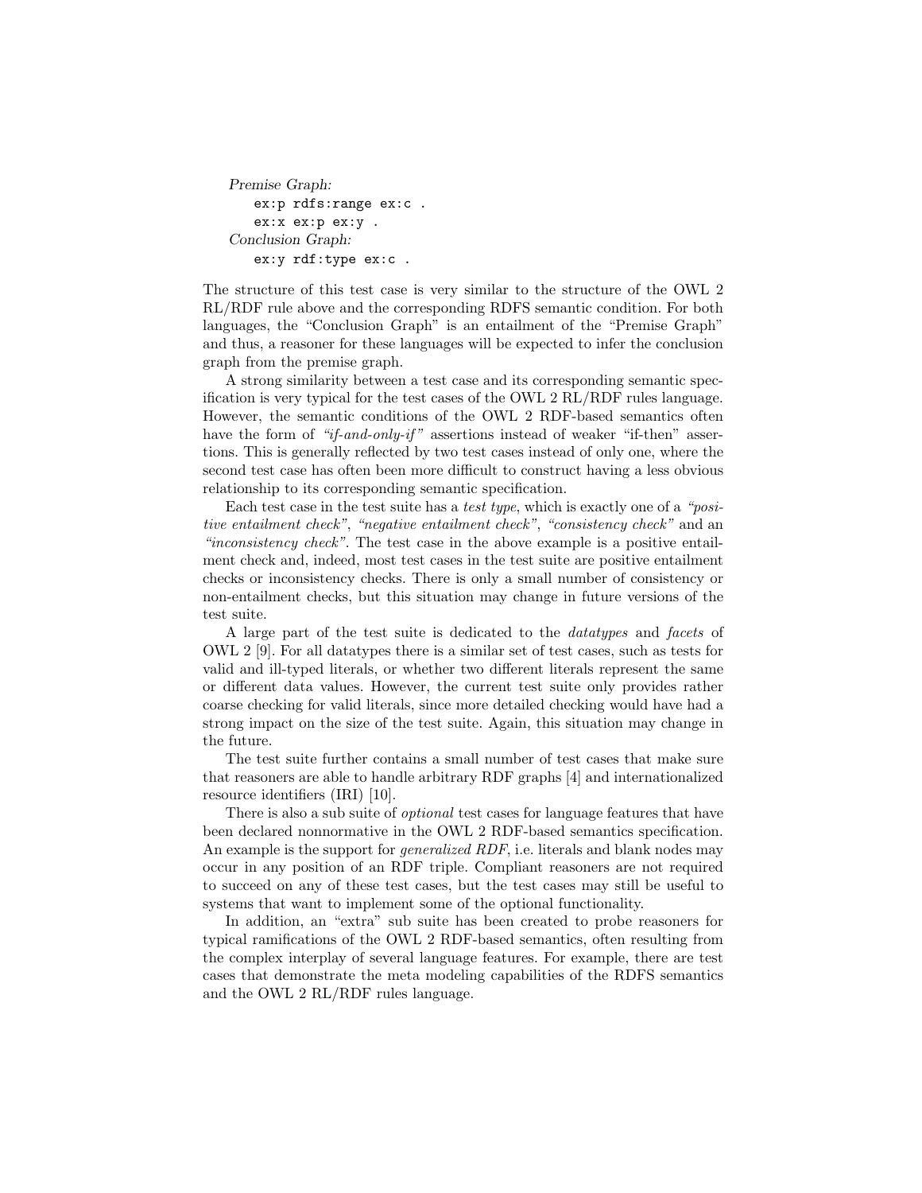*Premise Graph:*

```
ex:p rdfs:range ex:c .
ex:x ex:p ex:y .
```

*Conclusion Graph:*

```
ex:y rdf:type ex:c .
```

The structure of this test case is very similar to the structure of the OWL 2 RL/RDF rule above and the corresponding RDFS semantic condition. For both languages, the "Conclusion Graph" is an entailment of the "Premise Graph" and thus, a reasoner for these languages will be expected to infer the conclusion graph from the premise graph.

A strong similarity between a test case and its corresponding semantic specification is very typical for the test cases of the OWL 2 RL/RDF rules language. However, the semantic conditions of the OWL 2 RDF-based semantics often have the form of *"if-and-only-if"* assertions instead of weaker "if-then" assertions. This is generally reflected by two test cases instead of only one, where the second test case has often been more difficult to construct having a less obvious relationship to its corresponding semantic specification.

Each test case in the test suite has a *test type*, which is exactly one of a *"positive entailment check"*, *"negative entailment check"*, *"consistency check"* and an *"inconsistency check"*. The test case in the above example is a positive entailment check and, indeed, most test cases in the test suite are positive entailment checks or inconsistency checks. There is only a small number of consistency or non-entailment checks, but this situation may change in future versions of the test suite.

A large part of the test suite is dedicated to the *datatypes* and *facets* of OWL 2 [9]. For all datatypes there is a similar set of test cases, such as tests for valid and ill-typed literals, or whether two different literals represent the same or different data values. However, the current test suite only provides rather coarse checking for valid literals, since more detailed checking would have had a strong impact on the size of the test suite. Again, this situation may change in the future.

The test suite further contains a small number of test cases that make sure that reasoners are able to handle arbitrary RDF graphs [4] and internationalized resource identifiers (IRI) [10].

There is also a sub suite of *optional* test cases for language features that have been declared nonnormative in the OWL 2 RDF-based semantics specification. An example is the support for *generalized RDF*, i.e. literals and blank nodes may occur in any position of an RDF triple. Compliant reasoners are not required to succeed on any of these test cases, but the test cases may still be useful to systems that want to implement some of the optional functionality.

In addition, an "extra" sub suite has been created to probe reasoners for typical ramifications of the OWL 2 RDF-based semantics, often resulting from the complex interplay of several language features. For example, there are test cases that demonstrate the meta modeling capabilities of the RDFS semantics and the OWL 2 RL/RDF rules language.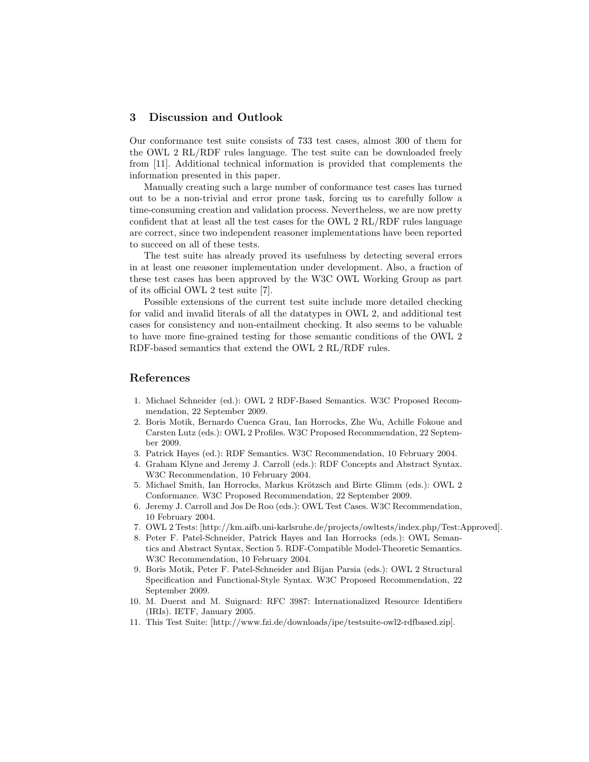## 3 Discussion and Outlook

Our conformance test suite consists of 733 test cases, almost 300 of them for the OWL 2 RL/RDF rules language. The test suite can be downloaded freely from [11]. Additional technical information is provided that complements the information presented in this paper.

Manually creating such a large number of conformance test cases has turned out to be a non-trivial and error prone task, forcing us to carefully follow a time-consuming creation and validation process. Nevertheless, we are now pretty confident that at least all the test cases for the OWL 2 RL/RDF rules language are correct, since two independent reasoner implementations have been reported to succeed on all of these tests.

The test suite has already proved its usefulness by detecting several errors in at least one reasoner implementation under development. Also, a fraction of these test cases has been approved by the W3C OWL Working Group as part of its official OWL 2 test suite [7].

Possible extensions of the current test suite include more detailed checking for valid and invalid literals of all the datatypes in OWL 2, and additional test cases for consistency and non-entailment checking. It also seems to be valuable to have more fine-grained testing for those semantic conditions of the OWL 2 RDF-based semantics that extend the OWL 2 RL/RDF rules.

## References

1. Michael Schneider (ed.): OWL 2 RDF-Based Semantics. W3C Proposed Recommendation, 22 September 2009.
2. Boris Motik, Bernardo Cuenca Grau, Ian Horrocks, Zhe Wu, Achille Fokoue and Carsten Lutz (eds.): OWL 2 Profiles. W3C Proposed Recommendation, 22 September 2009.
3. Patrick Hayes (ed.): RDF Semantics. W3C Recommendation, 10 February 2004.
4. Graham Klyne and Jeremy J. Carroll (eds.): RDF Concepts and Abstract Syntax. W3C Recommendation, 10 February 2004.
5. Michael Smith, Ian Horrocks, Markus Krötzsch and Birte Glimm (eds.): OWL 2 Conformance. W3C Proposed Recommendation, 22 September 2009.
6. Jeremy J. Carroll and Jos De Roo (eds.): OWL Test Cases. W3C Recommendation, 10 February 2004.
7. OWL 2 Tests: [http://km.aifb.uni-karlsruhe.de/projects/owltests/index.php/Test:Approved].
8. Peter F. Patel-Schneider, Patrick Hayes and Ian Horrocks (eds.): OWL Semantics and Abstract Syntax, Section 5. RDF-Compatible Model-Theoretic Semantics. W3C Recommendation, 10 February 2004.
9. Boris Motik, Peter F. Patel-Schneider and Bijan Parsia (eds.): OWL 2 Structural Specification and Functional-Style Syntax. W3C Proposed Recommendation, 22 September 2009.
10. M. Duerst and M. Suignard: RFC 3987: Internationalized Resource Identifiers (IRIs). IETF, January 2005.
11. This Test Suite: [http://www.fzi.de/downloads/ipe/testsuite-owl2-rdfbased.zip].